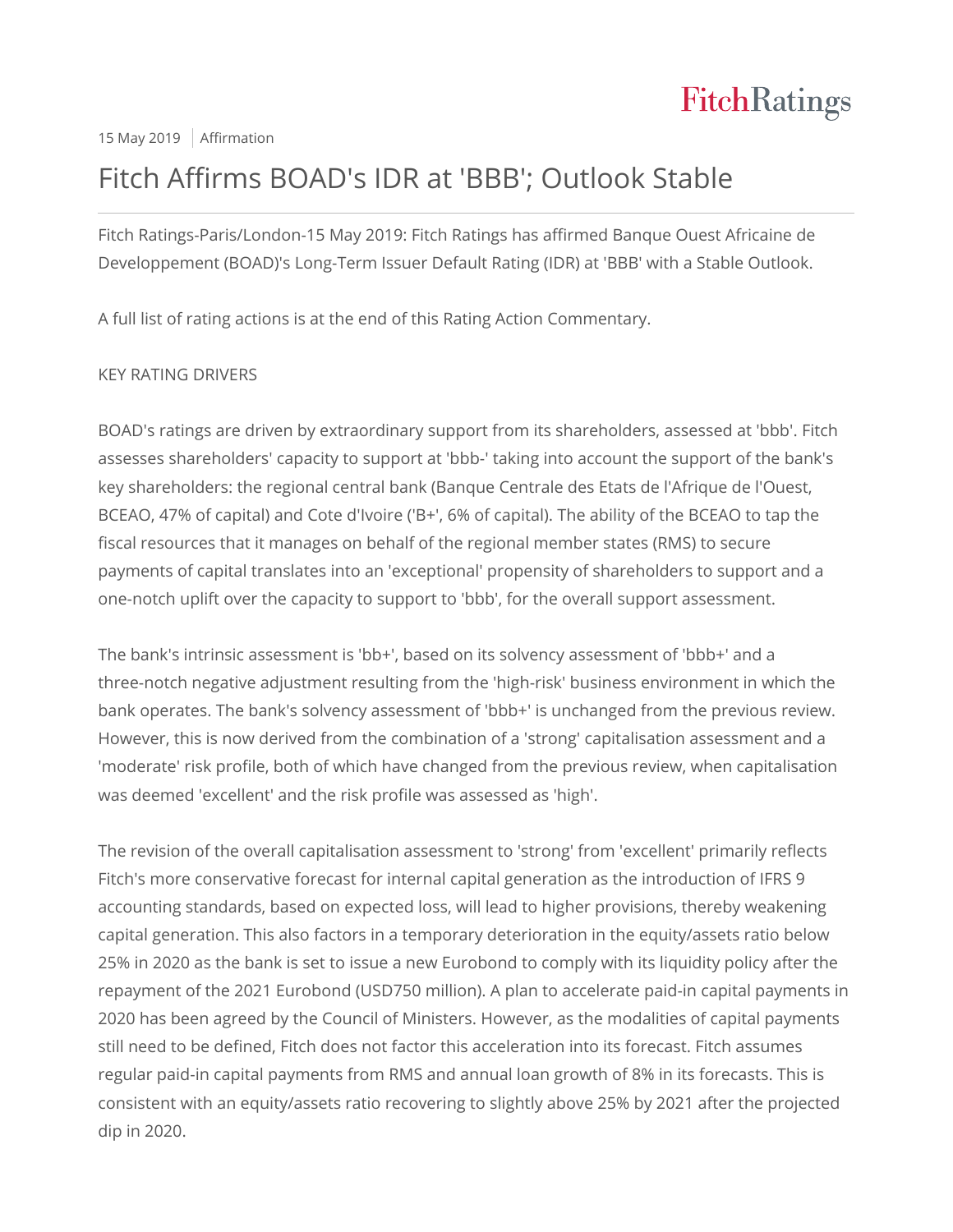15 May 2019 | Affirmation

# Fitch Affirms BOAD's IDR at 'BBB'; Outlook Stable

Fitch Ratings-Paris/London-15 May 2019: Fitch Ratings has affirmed Banque Ouest Africaine de Developpement (BOAD)'s Long-Term Issuer Default Rating (IDR) at 'BBB' with a Stable Outlook.

A full list of rating actions is at the end of this Rating Action Commentary.

KEY RATING DRIVERS

BOAD's ratings are driven by extraordinary support from its shareholders, assessed at 'bbb'. Fitch assesses shareholders' capacity to support at 'bbb-' taking into account the support of the bank's key shareholders: the regional central bank (Banque Centrale des Etats de l'Afrique de l'Ouest, BCEAO, 47% of capital) and Cote d'Ivoire ('B+', 6% of capital). The ability of the BCEAO to tap the fiscal resources that it manages on behalf of the regional member states (RMS) to secure payments of capital translates into an 'exceptional' propensity of shareholders to support and a one-notch uplift over the capacity to support to 'bbb', for the overall support assessment.

The bank's intrinsic assessment is 'bb+', based on its solvency assessment of 'bbb+' and a three-notch negative adjustment resulting from the 'high-risk' business environment in which the bank operates. The bank's solvency assessment of 'bbb+' is unchanged from the previous review. However, this is now derived from the combination of a 'strong' capitalisation assessment and a 'moderate' risk profile, both of which have changed from the previous review, when capitalisation was deemed 'excellent' and the risk profile was assessed as 'high'.

The revision of the overall capitalisation assessment to 'strong' from 'excellent' primarily reflects Fitch's more conservative forecast for internal capital generation as the introduction of IFRS 9 accounting standards, based on expected loss, will lead to higher provisions, thereby weakening capital generation. This also factors in a temporary deterioration in the equity/assets ratio below 25% in 2020 as the bank is set to issue a new Eurobond to comply with its liquidity policy after the repayment of the 2021 Eurobond (USD750 million). A plan to accelerate paid-in capital payments in 2020 has been agreed by the Council of Ministers. However, as the modalities of capital payments still need to be defined, Fitch does not factor this acceleration into its forecast. Fitch assumes regular paid-in capital payments from RMS and annual loan growth of 8% in its forecasts. This is consistent with an equity/assets ratio recovering to slightly above 25% by 2021 after the projected dip in 2020.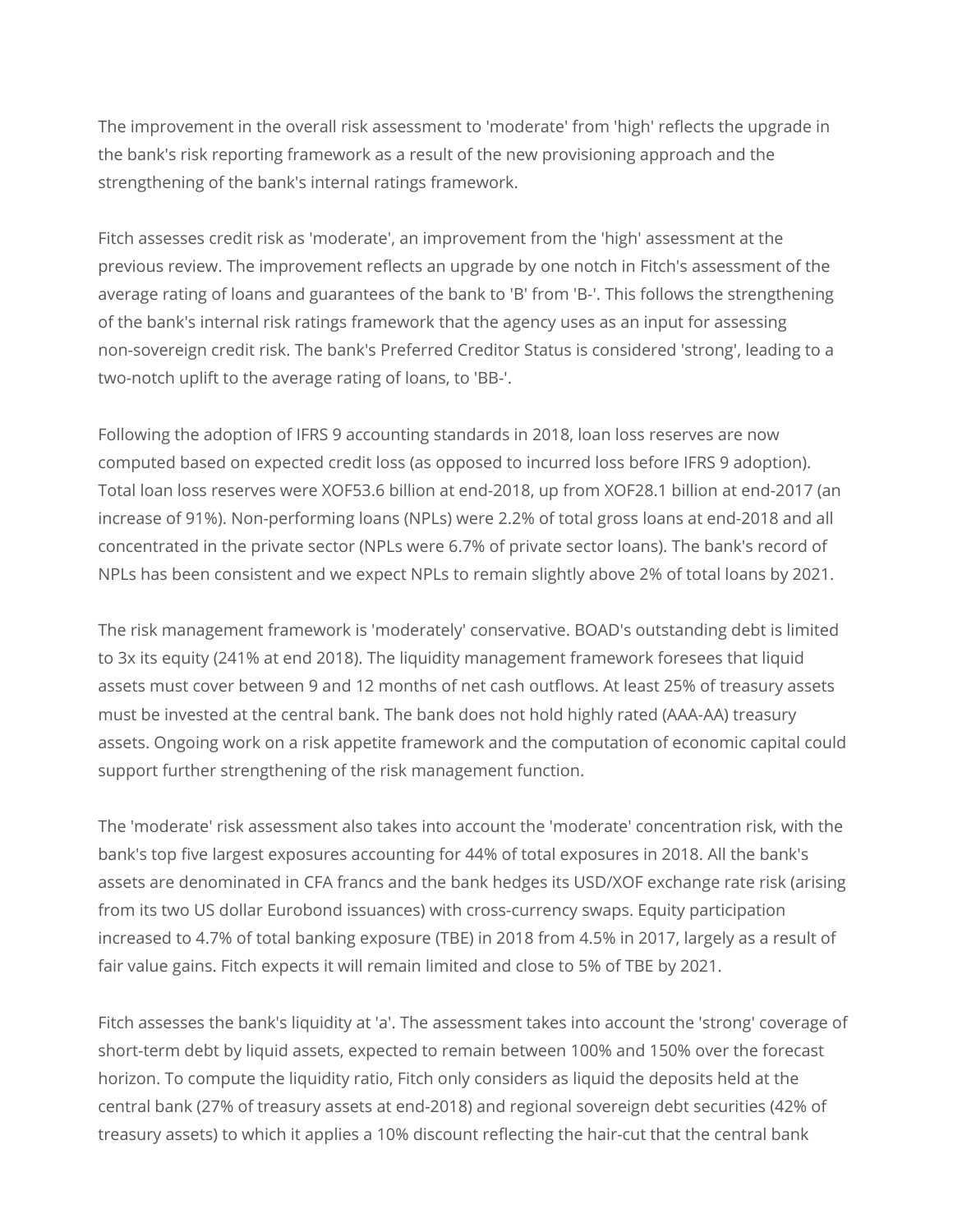The improvement in the overall risk assessment to 'moderate' from 'high' reflects the upgrade in the bank's risk reporting framework as a result of the new provisioning approach and the strengthening of the bank's internal ratings framework.

Fitch assesses credit risk as 'moderate', an improvement from the 'high' assessment at the previous review. The improvement reflects an upgrade by one notch in Fitch's assessment of the average rating of loans and guarantees of the bank to 'B' from 'B-'. This follows the strengthening of the bank's internal risk ratings framework that the agency uses as an input for assessing non-sovereign credit risk. The bank's Preferred Creditor Status is considered 'strong', leading to a two-notch uplift to the average rating of loans, to 'BB-'.

Following the adoption of IFRS 9 accounting standards in 2018, loan loss reserves are now computed based on expected credit loss (as opposed to incurred loss before IFRS 9 adoption). Total loan loss reserves were XOF53.6 billion at end-2018, up from XOF28.1 billion at end-2017 (an increase of 91%). Non-performing loans (NPLs) were 2.2% of total gross loans at end-2018 and all concentrated in the private sector (NPLs were 6.7% of private sector loans). The bank's record of NPLs has been consistent and we expect NPLs to remain slightly above 2% of total loans by 2021.

The risk management framework is 'moderately' conservative. BOAD's outstanding debt is limited to 3x its equity (241% at end 2018). The liquidity management framework foresees that liquid assets must cover between 9 and 12 months of net cash outflows. At least 25% of treasury assets must be invested at the central bank. The bank does not hold highly rated (AAA-AA) treasury assets. Ongoing work on a risk appetite framework and the computation of economic capital could support further strengthening of the risk management function.

The 'moderate' risk assessment also takes into account the 'moderate' concentration risk, with the bank's top five largest exposures accounting for 44% of total exposures in 2018. All the bank's assets are denominated in CFA francs and the bank hedges its USD/XOF exchange rate risk (arising from its two US dollar Eurobond issuances) with cross-currency swaps. Equity participation increased to 4.7% of total banking exposure (TBE) in 2018 from 4.5% in 2017, largely as a result of fair value gains. Fitch expects it will remain limited and close to 5% of TBE by 2021.

Fitch assesses the bank's liquidity at 'a'. The assessment takes into account the 'strong' coverage of short-term debt by liquid assets, expected to remain between 100% and 150% over the forecast horizon. To compute the liquidity ratio, Fitch only considers as liquid the deposits held at the central bank (27% of treasury assets at end-2018) and regional sovereign debt securities (42% of treasury assets) to which it applies a 10% discount reflecting the hair-cut that the central bank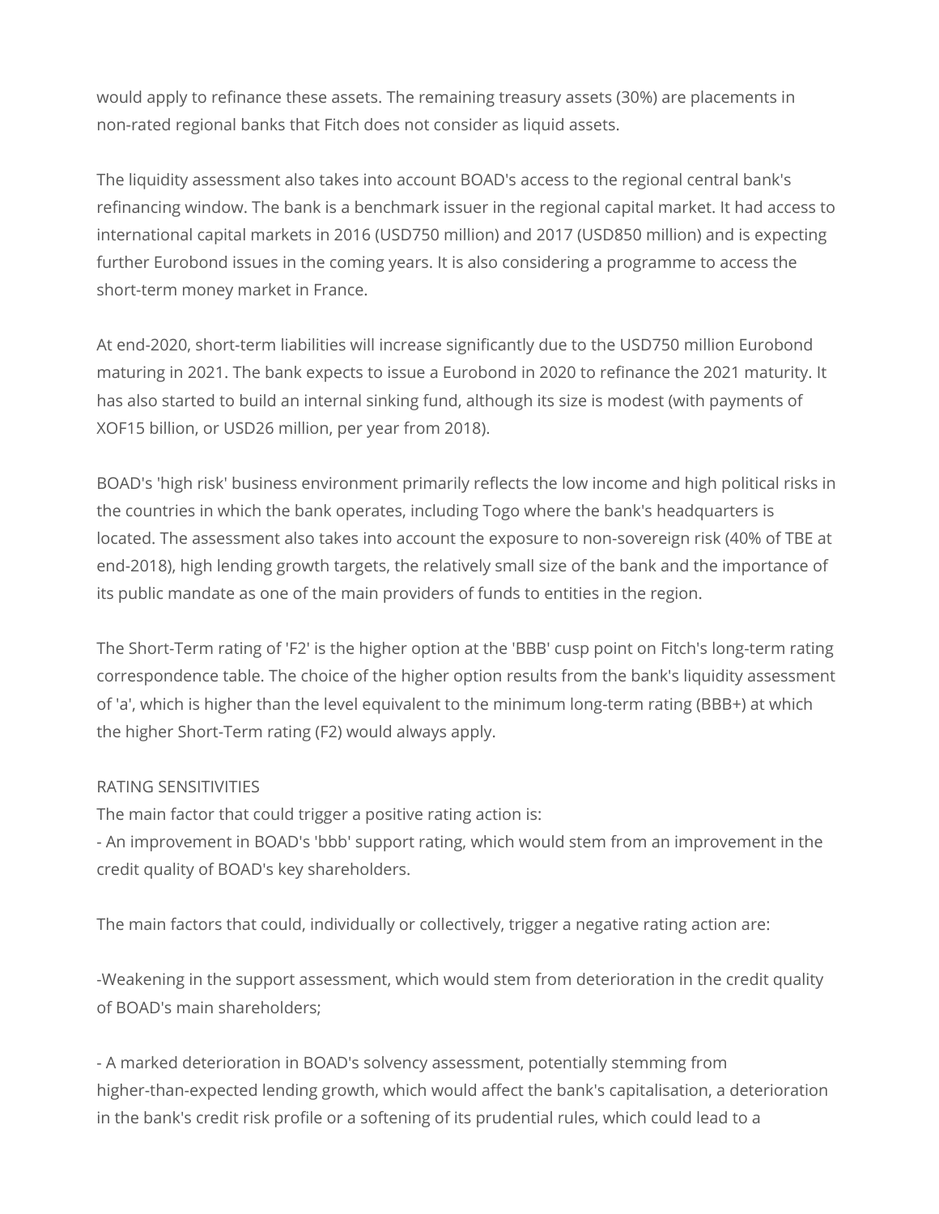would apply to refinance these assets. The remaining treasury assets (30%) are placements in non-rated regional banks that Fitch does not consider as liquid assets.

The liquidity assessment also takes into account BOAD's access to the regional central bank's refinancing window. The bank is a benchmark issuer in the regional capital market. It had access to international capital markets in 2016 (USD750 million) and 2017 (USD850 million) and is expecting further Eurobond issues in the coming years. It is also considering a programme to access the short-term money market in France.

At end-2020, short-term liabilities will increase significantly due to the USD750 million Eurobond maturing in 2021. The bank expects to issue a Eurobond in 2020 to refinance the 2021 maturity. It has also started to build an internal sinking fund, although its size is modest (with payments of XOF15 billion, or USD26 million, per year from 2018).

BOAD's 'high risk' business environment primarily reflects the low income and high political risks in the countries in which the bank operates, including Togo where the bank's headquarters is located. The assessment also takes into account the exposure to non-sovereign risk (40% of TBE at end-2018), high lending growth targets, the relatively small size of the bank and the importance of its public mandate as one of the main providers of funds to entities in the region.

The Short-Term rating of 'F2' is the higher option at the 'BBB' cusp point on Fitch's long-term rating correspondence table. The choice of the higher option results from the bank's liquidity assessment of 'a', which is higher than the level equivalent to the minimum long-term rating (BBB+) at which the higher Short-Term rating (F2) would always apply.

RATING SENSITIVITIES

The main factor that could trigger a positive rating action is:

- An improvement in BOAD's 'bbb' support rating, which would stem from an improvement in the credit quality of BOAD's key shareholders.

The main factors that could, individually or collectively, trigger a negative rating action are:

-Weakening in the support assessment, which would stem from deterioration in the credit quality of BOAD's main shareholders;

- A marked deterioration in BOAD's solvency assessment, potentially stemming from higher-than-expected lending growth, which would affect the bank's capitalisation, a deterioration in the bank's credit risk profile or a softening of its prudential rules, which could lead to a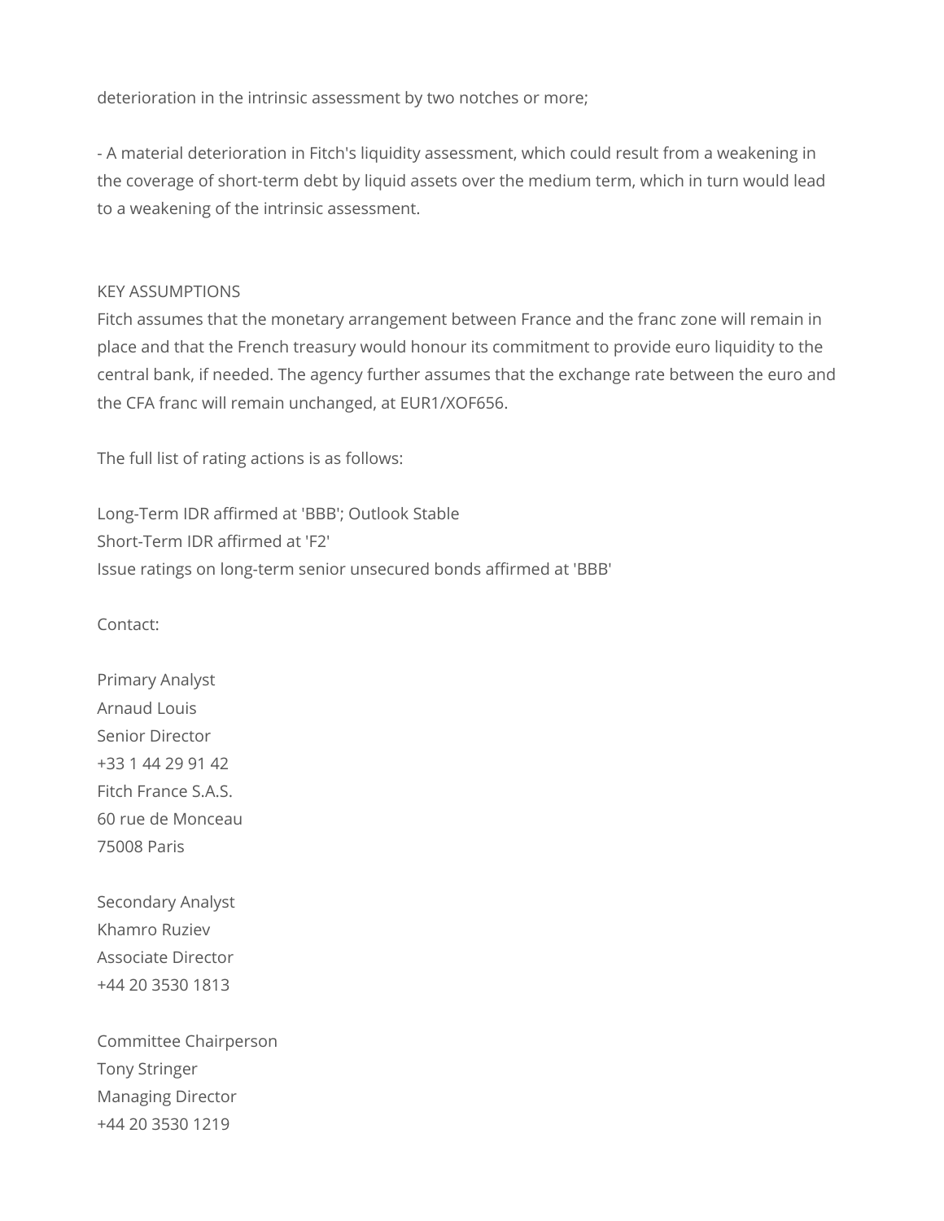deterioration in the intrinsic assessment by two notches or more;

- A material deterioration in Fitch's liquidity assessment, which could result from a weakening in the coverage of short-term debt by liquid assets over the medium term, which in turn would lead to a weakening of the intrinsic assessment.

KEY ASSUMPTIONS

Fitch assumes that the monetary arrangement between France and the franc zone will remain in place and that the French treasury would honour its commitment to provide euro liquidity to the central bank, if needed. The agency further assumes that the exchange rate between the euro and the CFA franc will remain unchanged, at EUR1/XOF656.

The full list of rating actions is as follows:

Long-Term IDR affirmed at 'BBB'; Outlook Stable
Short-Term IDR affirmed at 'F2'
Issue ratings on long-term senior unsecured bonds affirmed at 'BBB'

Contact:

Primary Analyst
Arnaud Louis
Senior Director
+33 1 44 29 91 42
Fitch France S.A.S.
60 rue de Monceau
75008 Paris

Secondary Analyst
Khamro Ruziev
Associate Director
+44 20 3530 1813

Committee Chairperson
Tony Stringer
Managing Director
+44 20 3530 1219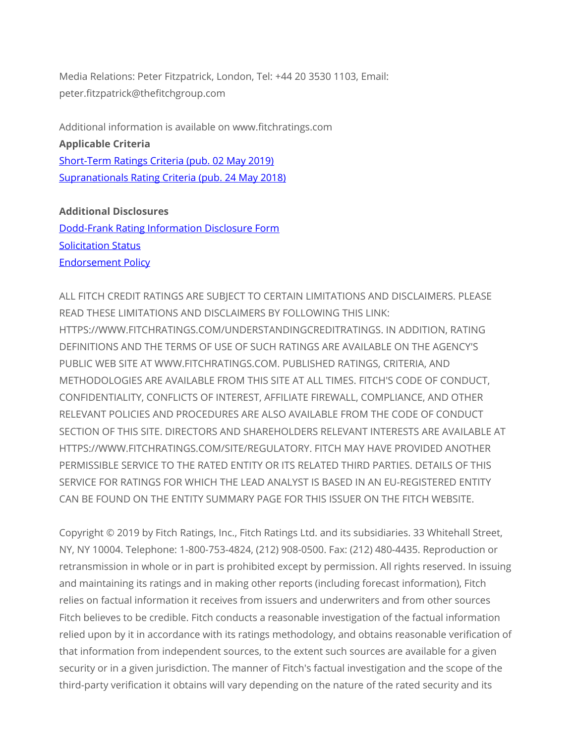Media Relations: Peter Fitzpatrick, London, Tel: +44 20 3530 1103, Email: peter.fitzpatrick@thefitchgroup.com

Additional information is available on www.fitchratings.com

**Applicable Criteria**

[Short-Term Ratings Criteria (pub. 02 May 2019)]

[Supranationals Rating Criteria (pub. 24 May 2018)]

**Additional Disclosures**

[Dodd-Frank Rating Information Disclosure Form]

[Solicitation Status]

[Endorsement Policy]

ALL FITCH CREDIT RATINGS ARE SUBJECT TO CERTAIN LIMITATIONS AND DISCLAIMERS. PLEASE READ THESE LIMITATIONS AND DISCLAIMERS BY FOLLOWING THIS LINK: HTTPS://WWW.FITCHRATINGS.COM/UNDERSTANDINGCREDITRATINGS. IN ADDITION, RATING DEFINITIONS AND THE TERMS OF USE OF SUCH RATINGS ARE AVAILABLE ON THE AGENCY'S PUBLIC WEB SITE AT WWW.FITCHRATINGS.COM. PUBLISHED RATINGS, CRITERIA, AND METHODOLOGIES ARE AVAILABLE FROM THIS SITE AT ALL TIMES. FITCH'S CODE OF CONDUCT, CONFIDENTIALITY, CONFLICTS OF INTEREST, AFFILIATE FIREWALL, COMPLIANCE, AND OTHER RELEVANT POLICIES AND PROCEDURES ARE ALSO AVAILABLE FROM THE CODE OF CONDUCT SECTION OF THIS SITE. DIRECTORS AND SHAREHOLDERS RELEVANT INTERESTS ARE AVAILABLE AT HTTPS://WWW.FITCHRATINGS.COM/SITE/REGULATORY. FITCH MAY HAVE PROVIDED ANOTHER PERMISSIBLE SERVICE TO THE RATED ENTITY OR ITS RELATED THIRD PARTIES. DETAILS OF THIS SERVICE FOR RATINGS FOR WHICH THE LEAD ANALYST IS BASED IN AN EU-REGISTERED ENTITY CAN BE FOUND ON THE ENTITY SUMMARY PAGE FOR THIS ISSUER ON THE FITCH WEBSITE.

Copyright © 2019 by Fitch Ratings, Inc., Fitch Ratings Ltd. and its subsidiaries. 33 Whitehall Street, NY, NY 10004. Telephone: 1-800-753-4824, (212) 908-0500. Fax: (212) 480-4435. Reproduction or retransmission in whole or in part is prohibited except by permission. All rights reserved. In issuing and maintaining its ratings and in making other reports (including forecast information), Fitch relies on factual information it receives from issuers and underwriters and from other sources Fitch believes to be credible. Fitch conducts a reasonable investigation of the factual information relied upon by it in accordance with its ratings methodology, and obtains reasonable verification of that information from independent sources, to the extent such sources are available for a given security or in a given jurisdiction. The manner of Fitch's factual investigation and the scope of the third-party verification it obtains will vary depending on the nature of the rated security and its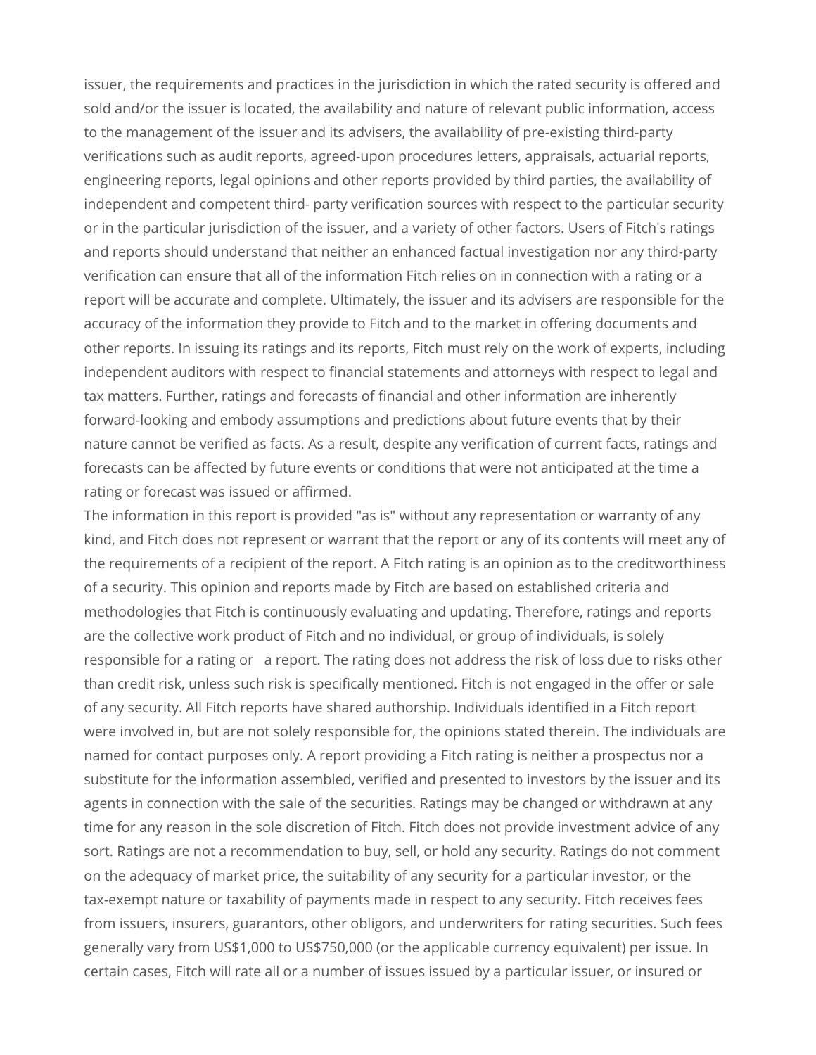issuer, the requirements and practices in the jurisdiction in which the rated security is offered and sold and/or the issuer is located, the availability and nature of relevant public information, access to the management of the issuer and its advisers, the availability of pre-existing third-party verifications such as audit reports, agreed-upon procedures letters, appraisals, actuarial reports, engineering reports, legal opinions and other reports provided by third parties, the availability of independent and competent third- party verification sources with respect to the particular security or in the particular jurisdiction of the issuer, and a variety of other factors. Users of Fitch's ratings and reports should understand that neither an enhanced factual investigation nor any third-party verification can ensure that all of the information Fitch relies on in connection with a rating or a report will be accurate and complete. Ultimately, the issuer and its advisers are responsible for the accuracy of the information they provide to Fitch and to the market in offering documents and other reports. In issuing its ratings and its reports, Fitch must rely on the work of experts, including independent auditors with respect to financial statements and attorneys with respect to legal and tax matters. Further, ratings and forecasts of financial and other information are inherently forward-looking and embody assumptions and predictions about future events that by their nature cannot be verified as facts. As a result, despite any verification of current facts, ratings and forecasts can be affected by future events or conditions that were not anticipated at the time a rating or forecast was issued or affirmed.

The information in this report is provided "as is" without any representation or warranty of any kind, and Fitch does not represent or warrant that the report or any of its contents will meet any of the requirements of a recipient of the report. A Fitch rating is an opinion as to the creditworthiness of a security. This opinion and reports made by Fitch are based on established criteria and methodologies that Fitch is continuously evaluating and updating. Therefore, ratings and reports are the collective work product of Fitch and no individual, or group of individuals, is solely responsible for a rating or a report. The rating does not address the risk of loss due to risks other than credit risk, unless such risk is specifically mentioned. Fitch is not engaged in the offer or sale of any security. All Fitch reports have shared authorship. Individuals identified in a Fitch report were involved in, but are not solely responsible for, the opinions stated therein. The individuals are named for contact purposes only. A report providing a Fitch rating is neither a prospectus nor a substitute for the information assembled, verified and presented to investors by the issuer and its agents in connection with the sale of the securities. Ratings may be changed or withdrawn at any time for any reason in the sole discretion of Fitch. Fitch does not provide investment advice of any sort. Ratings are not a recommendation to buy, sell, or hold any security. Ratings do not comment on the adequacy of market price, the suitability of any security for a particular investor, or the tax-exempt nature or taxability of payments made in respect to any security. Fitch receives fees from issuers, insurers, guarantors, other obligors, and underwriters for rating securities. Such fees generally vary from US$1,000 to US$750,000 (or the applicable currency equivalent) per issue. In certain cases, Fitch will rate all or a number of issues issued by a particular issuer, or insured or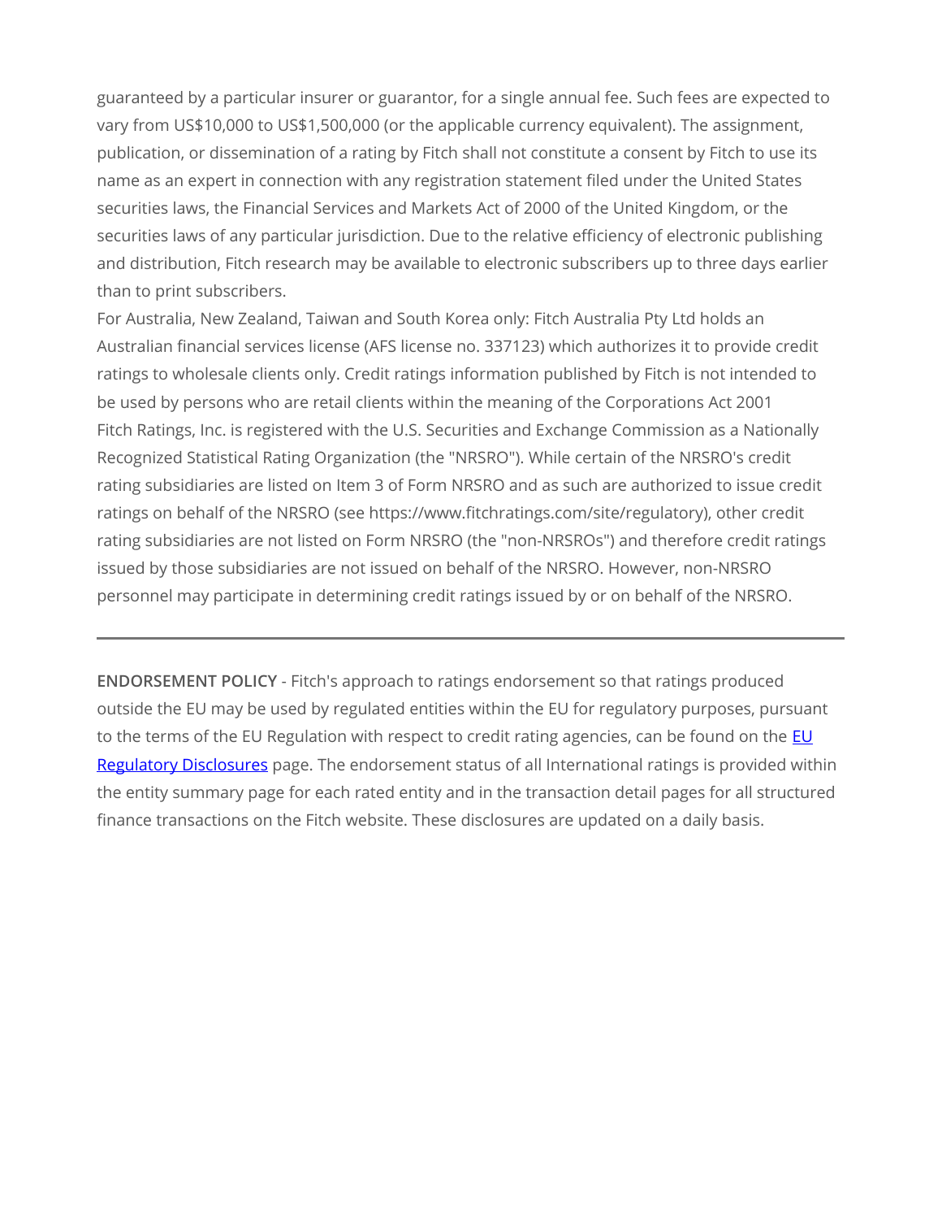guaranteed by a particular insurer or guarantor, for a single annual fee. Such fees are expected to vary from US$10,000 to US$1,500,000 (or the applicable currency equivalent). The assignment, publication, or dissemination of a rating by Fitch shall not constitute a consent by Fitch to use its name as an expert in connection with any registration statement filed under the United States securities laws, the Financial Services and Markets Act of 2000 of the United Kingdom, or the securities laws of any particular jurisdiction. Due to the relative efficiency of electronic publishing and distribution, Fitch research may be available to electronic subscribers up to three days earlier than to print subscribers.

For Australia, New Zealand, Taiwan and South Korea only: Fitch Australia Pty Ltd holds an Australian financial services license (AFS license no. 337123) which authorizes it to provide credit ratings to wholesale clients only. Credit ratings information published by Fitch is not intended to be used by persons who are retail clients within the meaning of the Corporations Act 2001

Fitch Ratings, Inc. is registered with the U.S. Securities and Exchange Commission as a Nationally Recognized Statistical Rating Organization (the "NRSRO"). While certain of the NRSRO's credit rating subsidiaries are listed on Item 3 of Form NRSRO and as such are authorized to issue credit ratings on behalf of the NRSRO (see https://www.fitchratings.com/site/regulatory), other credit rating subsidiaries are not listed on Form NRSRO (the "non-NRSROs") and therefore credit ratings issued by those subsidiaries are not issued on behalf of the NRSRO. However, non-NRSRO personnel may participate in determining credit ratings issued by or on behalf of the NRSRO.

---

**ENDORSEMENT POLICY** - Fitch's approach to ratings endorsement so that ratings produced outside the EU may be used by regulated entities within the EU for regulatory purposes, pursuant to the terms of the EU Regulation with respect to credit rating agencies, can be found on the EU Regulatory Disclosures page. The endorsement status of all International ratings is provided within the entity summary page for each rated entity and in the transaction detail pages for all structured finance transactions on the Fitch website. These disclosures are updated on a daily basis.